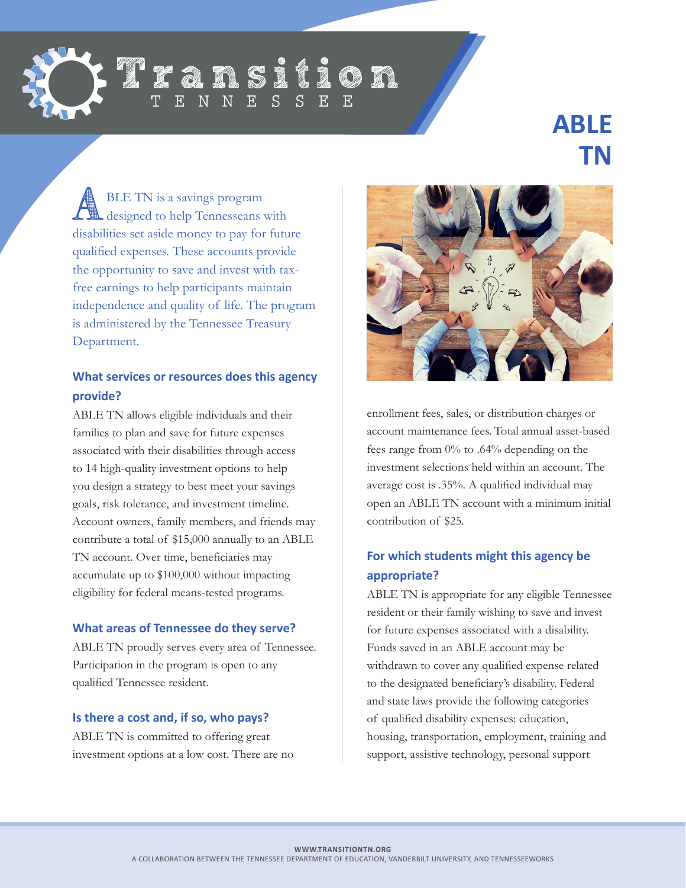# Transition Tennessee

# ABLE TN

ABLE TN is a savings program designed to help Tennesseans with disabilities set aside money to pay for future qualified expenses. These accounts provide the opportunity to save and invest with tax-free earnings to help participants maintain independence and quality of life. The program is administered by the Tennessee Treasury Department.

### What services or resources does this agency provide?

ABLE TN allows eligible individuals and their families to plan and save for future expenses associated with their disabilities through access to 14 high-quality investment options to help you design a strategy to best meet your savings goals, risk tolerance, and investment timeline. Account owners, family members, and friends may contribute a total of $15,000 annually to an ABLE TN account. Over time, beneficiaries may accumulate up to $100,000 without impacting eligibility for federal means-tested programs.

### What areas of Tennessee do they serve?

ABLE TN proudly serves every area of Tennessee. Participation in the program is open to any qualified Tennessee resident.

### Is there a cost and, if so, who pays?

ABLE TN is committed to offering great investment options at a low cost. There are no enrollment fees, sales, or distribution charges or account maintenance fees. Total annual asset-based fees range from 0% to .64% depending on the investment selections held within an account. The average cost is .35%. A qualified individual may open an ABLE TN account with a minimum initial contribution of $25.

### For which students might this agency be appropriate?

ABLE TN is appropriate for any eligible Tennessee resident or their family wishing to save and invest for future expenses associated with a disability. Funds saved in an ABLE account may be withdrawn to cover any qualified expense related to the designated beneficiary's disability. Federal and state laws provide the following categories of qualified disability expenses: education, housing, transportation, employment, training and support, assistive technology, personal support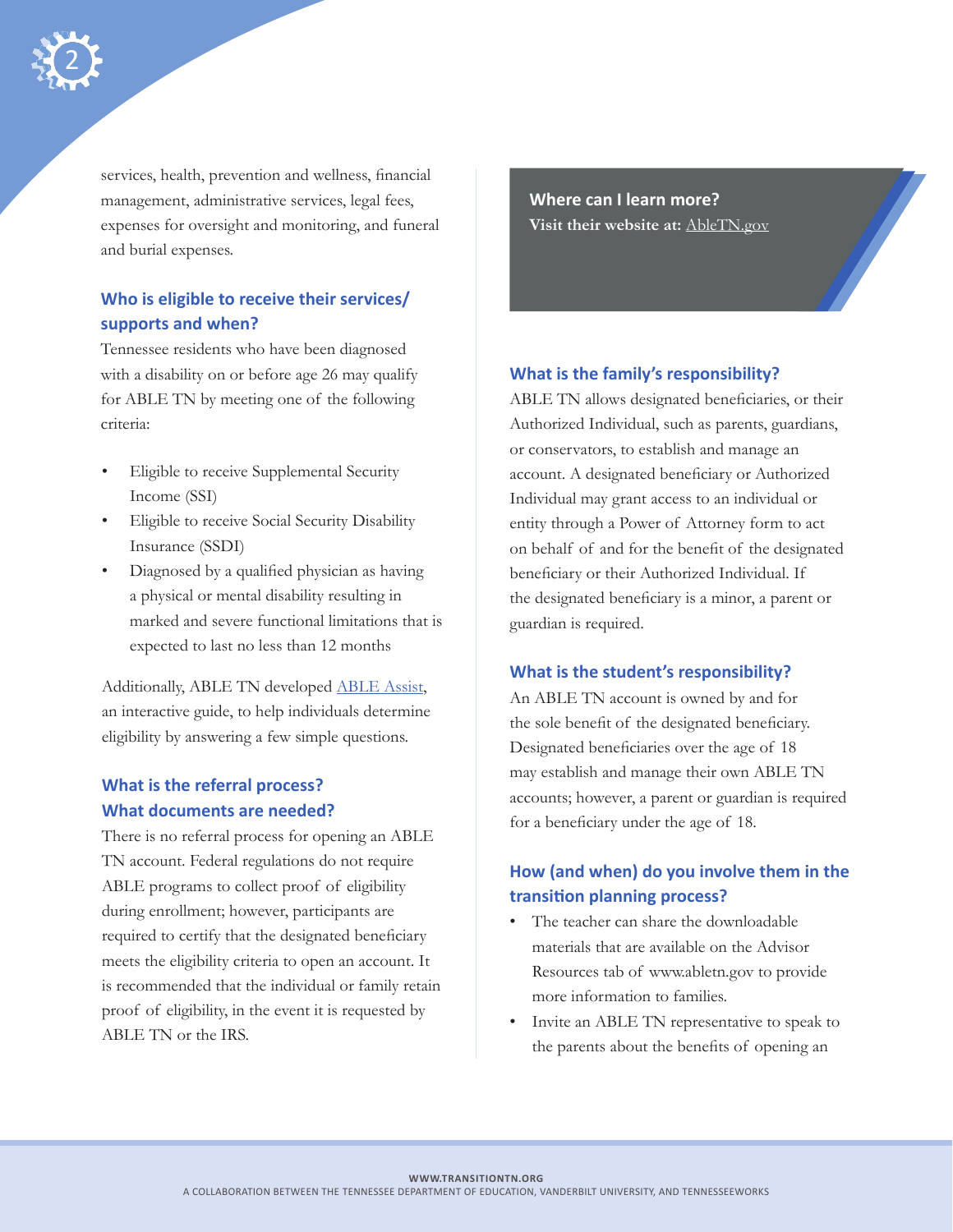services, health, prevention and wellness, financial management, administrative services, legal fees, expenses for oversight and monitoring, and funeral and burial expenses.

### Who is eligible to receive their services/supports and when?

Tennessee residents who have been diagnosed with a disability on or before age 26 may qualify for ABLE TN by meeting one of the following criteria:

- Eligible to receive Supplemental Security Income (SSI)
- Eligible to receive Social Security Disability Insurance (SSDI)
- Diagnosed by a qualified physician as having a physical or mental disability resulting in marked and severe functional limitations that is expected to last no less than 12 months

Additionally, ABLE TN developed ABLE Assist, an interactive guide, to help individuals determine eligibility by answering a few simple questions.

### What is the referral process? What documents are needed?

There is no referral process for opening an ABLE TN account. Federal regulations do not require ABLE programs to collect proof of eligibility during enrollment; however, participants are required to certify that the designated beneficiary meets the eligibility criteria to open an account. It is recommended that the individual or family retain proof of eligibility, in the event it is requested by ABLE TN or the IRS.

**Where can I learn more?**
**Visit their website at:** AbleTN.gov

### What is the family's responsibility?

ABLE TN allows designated beneficiaries, or their Authorized Individual, such as parents, guardians, or conservators, to establish and manage an account. A designated beneficiary or Authorized Individual may grant access to an individual or entity through a Power of Attorney form to act on behalf of and for the benefit of the designated beneficiary or their Authorized Individual. If the designated beneficiary is a minor, a parent or guardian is required.

### What is the student's responsibility?

An ABLE TN account is owned by and for the sole benefit of the designated beneficiary. Designated beneficiaries over the age of 18 may establish and manage their own ABLE TN accounts; however, a parent or guardian is required for a beneficiary under the age of 18.

### How (and when) do you involve them in the transition planning process?

- The teacher can share the downloadable materials that are available on the Advisor Resources tab of www.abletn.gov to provide more information to families.
- Invite an ABLE TN representative to speak to the parents about the benefits of opening an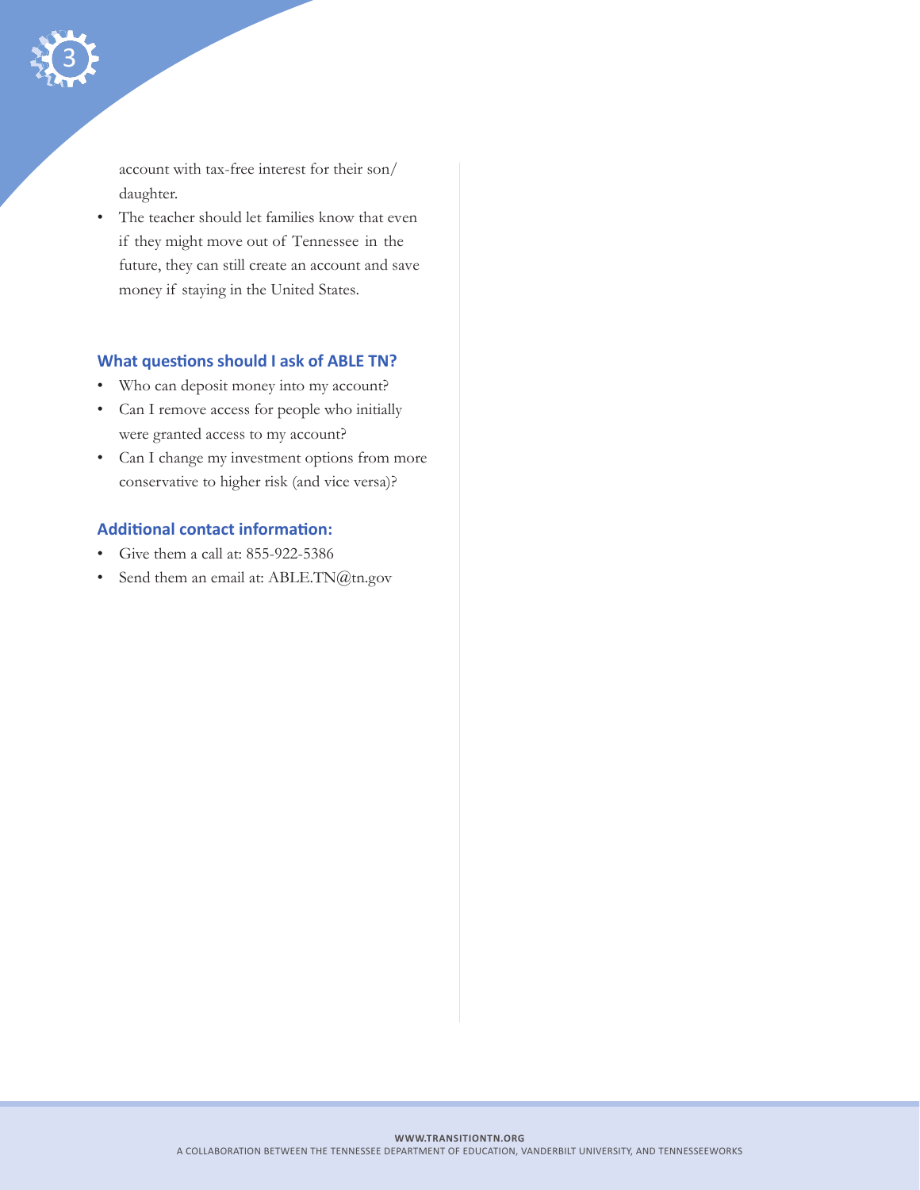account with tax-free interest for their son/daughter.

- The teacher should let families know that even if they might move out of Tennessee in the future, they can still create an account and save money if staying in the United States.

### What questions should I ask of ABLE TN?

- Who can deposit money into my account?
- Can I remove access for people who initially were granted access to my account?
- Can I change my investment options from more conservative to higher risk (and vice versa)?

### Additional contact information:

- Give them a call at: 855-922-5386
- Send them an email at: ABLE.TN@tn.gov